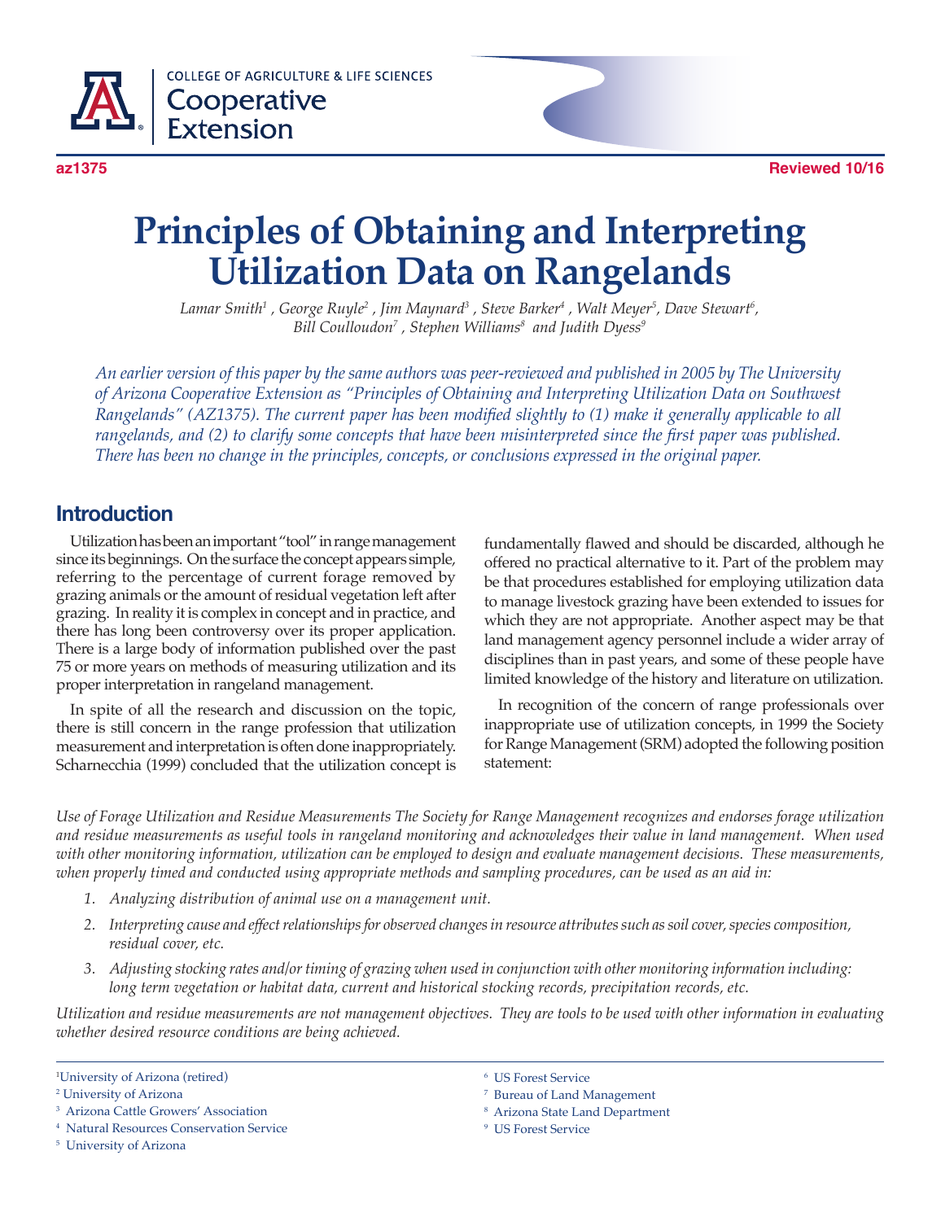COLLEGE OF AGRICULTURE & LIFE SCIENCES
Cooperative Extension

az1375 Reviewed 10/16

# Principles of Obtaining and Interpreting Utilization Data on Rangelands

*Lamar Smith[1], George Ruyle[2], Jim Maynard[3], Steve Barker[4], Walt Meyer[5], Dave Stewart[6], Bill Coulloudon[7], Stephen Williams[8] and Judith Dyess[9]*

*An earlier version of this paper by the same authors was peer-reviewed and published in 2005 by The University of Arizona Cooperative Extension as "Principles of Obtaining and Interpreting Utilization Data on Southwest Rangelands" (AZ1375). The current paper has been modified slightly to (1) make it generally applicable to all rangelands, and (2) to clarify some concepts that have been misinterpreted since the first paper was published. There has been no change in the principles, concepts, or conclusions expressed in the original paper.*

## Introduction

Utilization has been an important "tool" in range management since its beginnings. On the surface the concept appears simple, referring to the percentage of current forage removed by grazing animals or the amount of residual vegetation left after grazing. In reality it is complex in concept and in practice, and there has long been controversy over its proper application. There is a large body of information published over the past 75 or more years on methods of measuring utilization and its proper interpretation in rangeland management.

In spite of all the research and discussion on the topic, there is still concern in the range profession that utilization measurement and interpretation is often done inappropriately. Scharnecchia (1999) concluded that the utilization concept is fundamentally flawed and should be discarded, although he offered no practical alternative to it. Part of the problem may be that procedures established for employing utilization data to manage livestock grazing have been extended to issues for which they are not appropriate. Another aspect may be that land management agency personnel include a wider array of disciplines than in past years, and some of these people have limited knowledge of the history and literature on utilization.

In recognition of the concern of range professionals over inappropriate use of utilization concepts, in 1999 the Society for Range Management (SRM) adopted the following position statement:

*Use of Forage Utilization and Residue Measurements The Society for Range Management recognizes and endorses forage utilization and residue measurements as useful tools in rangeland monitoring and acknowledges their value in land management. When used with other monitoring information, utilization can be employed to design and evaluate management decisions. These measurements, when properly timed and conducted using appropriate methods and sampling procedures, can be used as an aid in:*

1. *Analyzing distribution of animal use on a management unit.*
2. *Interpreting cause and effect relationships for observed changes in resource attributes such as soil cover, species composition, residual cover, etc.*
3. *Adjusting stocking rates and/or timing of grazing when used in conjunction with other monitoring information including: long term vegetation or habitat data, current and historical stocking records, precipitation records, etc.*

*Utilization and residue measurements are not management objectives. They are tools to be used with other information in evaluating whether desired resource conditions are being achieved.*

[1] University of Arizona (retired)
[2] University of Arizona
[3] Arizona Cattle Growers' Association
[4] Natural Resources Conservation Service
[5] University of Arizona
[6] US Forest Service
[7] Bureau of Land Management
[8] Arizona State Land Department
[9] US Forest Service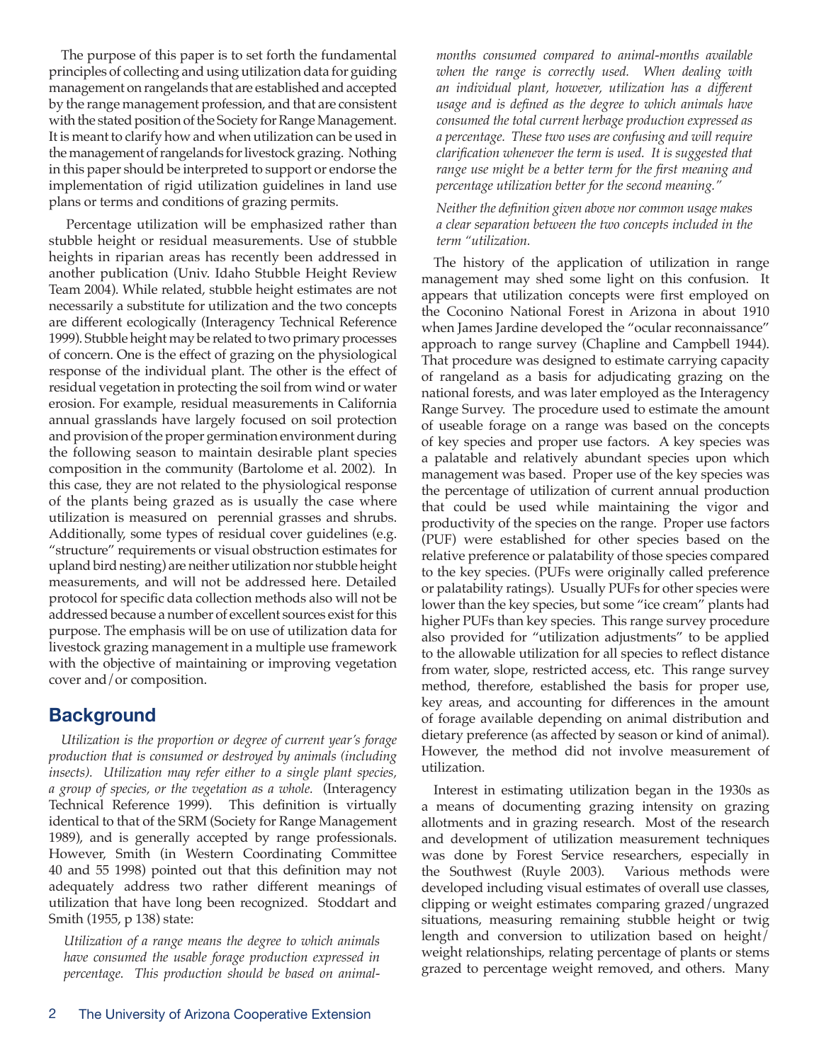The purpose of this paper is to set forth the fundamental principles of collecting and using utilization data for guiding management on rangelands that are established and accepted by the range management profession, and that are consistent with the stated position of the Society for Range Management. It is meant to clarify how and when utilization can be used in the management of rangelands for livestock grazing. Nothing in this paper should be interpreted to support or endorse the implementation of rigid utilization guidelines in land use plans or terms and conditions of grazing permits.

Percentage utilization will be emphasized rather than stubble height or residual measurements. Use of stubble heights in riparian areas has recently been addressed in another publication (Univ. Idaho Stubble Height Review Team 2004). While related, stubble height estimates are not necessarily a substitute for utilization and the two concepts are different ecologically (Interagency Technical Reference 1999). Stubble height may be related to two primary processes of concern. One is the effect of grazing on the physiological response of the individual plant. The other is the effect of residual vegetation in protecting the soil from wind or water erosion. For example, residual measurements in California annual grasslands have largely focused on soil protection and provision of the proper germination environment during the following season to maintain desirable plant species composition in the community (Bartolome et al. 2002). In this case, they are not related to the physiological response of the plants being grazed as is usually the case where utilization is measured on perennial grasses and shrubs. Additionally, some types of residual cover guidelines (e.g. "structure" requirements or visual obstruction estimates for upland bird nesting) are neither utilization nor stubble height measurements, and will not be addressed here. Detailed protocol for specific data collection methods also will not be addressed because a number of excellent sources exist for this purpose. The emphasis will be on use of utilization data for livestock grazing management in a multiple use framework with the objective of maintaining or improving vegetation cover and/or composition.

## Background

*Utilization is the proportion or degree of current year's forage production that is consumed or destroyed by animals (including insects). Utilization may refer either to a single plant species, a group of species, or the vegetation as a whole.* (Interagency Technical Reference 1999). This definition is virtually identical to that of the SRM (Society for Range Management 1989), and is generally accepted by range professionals. However, Smith (in Western Coordinating Committee 40 and 55 1998) pointed out that this definition may not adequately address two rather different meanings of utilization that have long been recognized. Stoddart and Smith (1955, p 138) state:

*Utilization of a range means the degree to which animals have consumed the usable forage production expressed in percentage. This production should be based on animal-months consumed compared to animal-months available when the range is correctly used. When dealing with an individual plant, however, utilization has a different usage and is defined as the degree to which animals have consumed the total current herbage production expressed as a percentage. These two uses are confusing and will require clarification whenever the term is used. It is suggested that range use might be a better term for the first meaning and percentage utilization better for the second meaning."*

*Neither the definition given above nor common usage makes a clear separation between the two concepts included in the term "utilization.*

The history of the application of utilization in range management may shed some light on this confusion. It appears that utilization concepts were first employed on the Coconino National Forest in Arizona in about 1910 when James Jardine developed the "ocular reconnaissance" approach to range survey (Chapline and Campbell 1944). That procedure was designed to estimate carrying capacity of rangeland as a basis for adjudicating grazing on the national forests, and was later employed as the Interagency Range Survey. The procedure used to estimate the amount of useable forage on a range was based on the concepts of key species and proper use factors. A key species was a palatable and relatively abundant species upon which management was based. Proper use of the key species was the percentage of utilization of current annual production that could be used while maintaining the vigor and productivity of the species on the range. Proper use factors (PUF) were established for other species based on the relative preference or palatability of those species compared to the key species. (PUFs were originally called preference or palatability ratings). Usually PUFs for other species were lower than the key species, but some "ice cream" plants had higher PUFs than key species. This range survey procedure also provided for "utilization adjustments" to be applied to the allowable utilization for all species to reflect distance from water, slope, restricted access, etc. This range survey method, therefore, established the basis for proper use, key areas, and accounting for differences in the amount of forage available depending on animal distribution and dietary preference (as affected by season or kind of animal). However, the method did not involve measurement of utilization.

Interest in estimating utilization began in the 1930s as a means of documenting grazing intensity on grazing allotments and in grazing research. Most of the research and development of utilization measurement techniques was done by Forest Service researchers, especially in the Southwest (Ruyle 2003). Various methods were developed including visual estimates of overall use classes, clipping or weight estimates comparing grazed/ungrazed situations, measuring remaining stubble height or twig length and conversion to utilization based on height/weight relationships, relating percentage of plants or stems grazed to percentage weight removed, and others. Many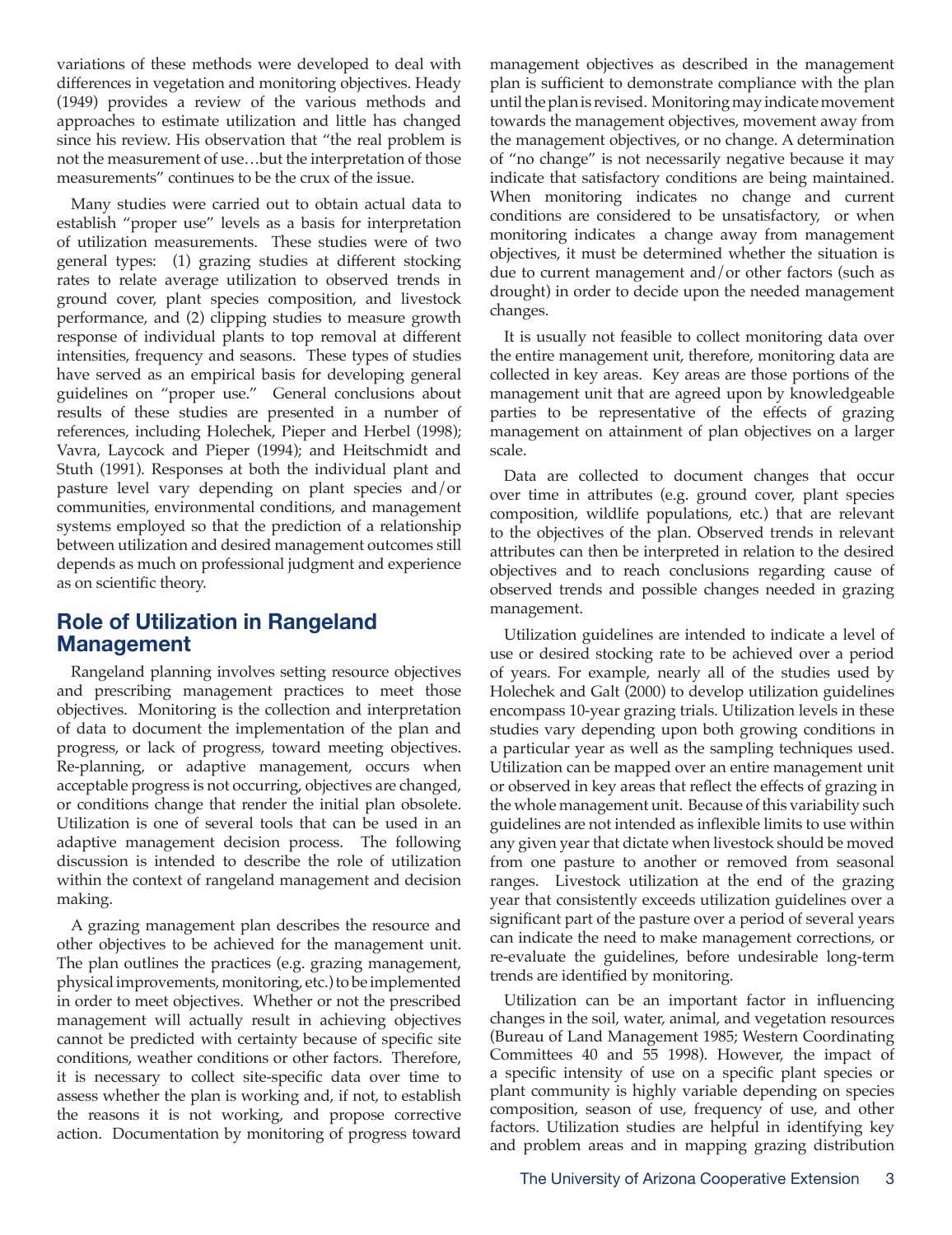variations of these methods were developed to deal with differences in vegetation and monitoring objectives. Heady (1949) provides a review of the various methods and approaches to estimate utilization and little has changed since his review. His observation that "the real problem is not the measurement of use…but the interpretation of those measurements" continues to be the crux of the issue.

Many studies were carried out to obtain actual data to establish "proper use" levels as a basis for interpretation of utilization measurements. These studies were of two general types: (1) grazing studies at different stocking rates to relate average utilization to observed trends in ground cover, plant species composition, and livestock performance, and (2) clipping studies to measure growth response of individual plants to top removal at different intensities, frequency and seasons. These types of studies have served as an empirical basis for developing general guidelines on "proper use." General conclusions about results of these studies are presented in a number of references, including Holechek, Pieper and Herbel (1998); Vavra, Laycock and Pieper (1994); and Heitschmidt and Stuth (1991). Responses at both the individual plant and pasture level vary depending on plant species and/or communities, environmental conditions, and management systems employed so that the prediction of a relationship between utilization and desired management outcomes still depends as much on professional judgment and experience as on scientific theory.

## Role of Utilization in Rangeland Management

Rangeland planning involves setting resource objectives and prescribing management practices to meet those objectives. Monitoring is the collection and interpretation of data to document the implementation of the plan and progress, or lack of progress, toward meeting objectives. Re-planning, or adaptive management, occurs when acceptable progress is not occurring, objectives are changed, or conditions change that render the initial plan obsolete. Utilization is one of several tools that can be used in an adaptive management decision process. The following discussion is intended to describe the role of utilization within the context of rangeland management and decision making.

A grazing management plan describes the resource and other objectives to be achieved for the management unit. The plan outlines the practices (e.g. grazing management, physical improvements, monitoring, etc.) to be implemented in order to meet objectives. Whether or not the prescribed management will actually result in achieving objectives cannot be predicted with certainty because of specific site conditions, weather conditions or other factors. Therefore, it is necessary to collect site-specific data over time to assess whether the plan is working and, if not, to establish the reasons it is not working, and propose corrective action. Documentation by monitoring of progress toward management objectives as described in the management plan is sufficient to demonstrate compliance with the plan until the plan is revised. Monitoring may indicate movement towards the management objectives, movement away from the management objectives, or no change. A determination of "no change" is not necessarily negative because it may indicate that satisfactory conditions are being maintained. When monitoring indicates no change and current conditions are considered to be unsatisfactory, or when monitoring indicates a change away from management objectives, it must be determined whether the situation is due to current management and/or other factors (such as drought) in order to decide upon the needed management changes.

It is usually not feasible to collect monitoring data over the entire management unit, therefore, monitoring data are collected in key areas. Key areas are those portions of the management unit that are agreed upon by knowledgeable parties to be representative of the effects of grazing management on attainment of plan objectives on a larger scale.

Data are collected to document changes that occur over time in attributes (e.g. ground cover, plant species composition, wildlife populations, etc.) that are relevant to the objectives of the plan. Observed trends in relevant attributes can then be interpreted in relation to the desired objectives and to reach conclusions regarding cause of observed trends and possible changes needed in grazing management.

Utilization guidelines are intended to indicate a level of use or desired stocking rate to be achieved over a period of years. For example, nearly all of the studies used by Holechek and Galt (2000) to develop utilization guidelines encompass 10-year grazing trials. Utilization levels in these studies vary depending upon both growing conditions in a particular year as well as the sampling techniques used. Utilization can be mapped over an entire management unit or observed in key areas that reflect the effects of grazing in the whole management unit. Because of this variability such guidelines are not intended as inflexible limits to use within any given year that dictate when livestock should be moved from one pasture to another or removed from seasonal ranges. Livestock utilization at the end of the grazing year that consistently exceeds utilization guidelines over a significant part of the pasture over a period of several years can indicate the need to make management corrections, or re-evaluate the guidelines, before undesirable long-term trends are identified by monitoring.

Utilization can be an important factor in influencing changes in the soil, water, animal, and vegetation resources (Bureau of Land Management 1985; Western Coordinating Committees 40 and 55 1998). However, the impact of a specific intensity of use on a specific plant species or plant community is highly variable depending on species composition, season of use, frequency of use, and other factors. Utilization studies are helpful in identifying key and problem areas and in mapping grazing distribution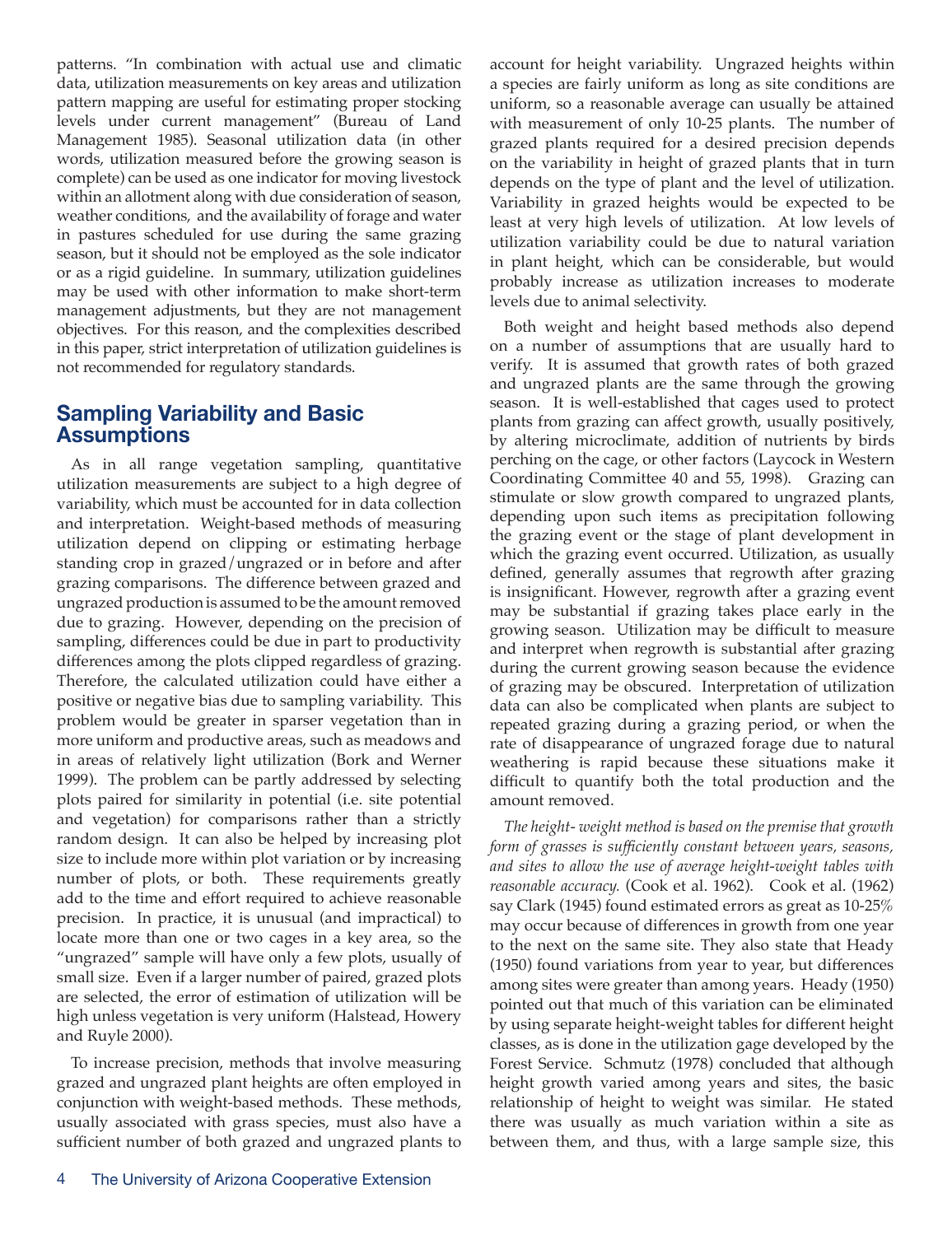patterns. "In combination with actual use and climatic data, utilization measurements on key areas and utilization pattern mapping are useful for estimating proper stocking levels under current management" (Bureau of Land Management 1985). Seasonal utilization data (in other words, utilization measured before the growing season is complete) can be used as one indicator for moving livestock within an allotment along with due consideration of season, weather conditions, and the availability of forage and water in pastures scheduled for use during the same grazing season, but it should not be employed as the sole indicator or as a rigid guideline. In summary, utilization guidelines may be used with other information to make short-term management adjustments, but they are not management objectives. For this reason, and the complexities described in this paper, strict interpretation of utilization guidelines is not recommended for regulatory standards.

## Sampling Variability and Basic Assumptions

As in all range vegetation sampling, quantitative utilization measurements are subject to a high degree of variability, which must be accounted for in data collection and interpretation. Weight-based methods of measuring utilization depend on clipping or estimating herbage standing crop in grazed/ungrazed or in before and after grazing comparisons. The difference between grazed and ungrazed production is assumed to be the amount removed due to grazing. However, depending on the precision of sampling, differences could be due in part to productivity differences among the plots clipped regardless of grazing. Therefore, the calculated utilization could have either a positive or negative bias due to sampling variability. This problem would be greater in sparser vegetation than in more uniform and productive areas, such as meadows and in areas of relatively light utilization (Bork and Werner 1999). The problem can be partly addressed by selecting plots paired for similarity in potential (i.e. site potential and vegetation) for comparisons rather than a strictly random design. It can also be helped by increasing plot size to include more within plot variation or by increasing number of plots, or both. These requirements greatly add to the time and effort required to achieve reasonable precision. In practice, it is unusual (and impractical) to locate more than one or two cages in a key area, so the "ungrazed" sample will have only a few plots, usually of small size. Even if a larger number of paired, grazed plots are selected, the error of estimation of utilization will be high unless vegetation is very uniform (Halstead, Howery and Ruyle 2000).

To increase precision, methods that involve measuring grazed and ungrazed plant heights are often employed in conjunction with weight-based methods. These methods, usually associated with grass species, must also have a sufficient number of both grazed and ungrazed plants to account for height variability. Ungrazed heights within a species are fairly uniform as long as site conditions are uniform, so a reasonable average can usually be attained with measurement of only 10-25 plants. The number of grazed plants required for a desired precision depends on the variability in height of grazed plants that in turn depends on the type of plant and the level of utilization. Variability in grazed heights would be expected to be least at very high levels of utilization. At low levels of utilization variability could be due to natural variation in plant height, which can be considerable, but would probably increase as utilization increases to moderate levels due to animal selectivity.

Both weight and height based methods also depend on a number of assumptions that are usually hard to verify. It is assumed that growth rates of both grazed and ungrazed plants are the same through the growing season. It is well-established that cages used to protect plants from grazing can affect growth, usually positively, by altering microclimate, addition of nutrients by birds perching on the cage, or other factors (Laycock in Western Coordinating Committee 40 and 55, 1998). Grazing can stimulate or slow growth compared to ungrazed plants, depending upon such items as precipitation following the grazing event or the stage of plant development in which the grazing event occurred. Utilization, as usually defined, generally assumes that regrowth after grazing is insignificant. However, regrowth after a grazing event may be substantial if grazing takes place early in the growing season. Utilization may be difficult to measure and interpret when regrowth is substantial after grazing during the current growing season because the evidence of grazing may be obscured. Interpretation of utilization data can also be complicated when plants are subject to repeated grazing during a grazing period, or when the rate of disappearance of ungrazed forage due to natural weathering is rapid because these situations make it difficult to quantify both the total production and the amount removed.

*The height- weight method is based on the premise that growth form of grasses is sufficiently constant between years, seasons, and sites to allow the use of average height-weight tables with reasonable accuracy.* (Cook et al. 1962). Cook et al. (1962) say Clark (1945) found estimated errors as great as 10-25% may occur because of differences in growth from one year to the next on the same site. They also state that Heady (1950) found variations from year to year, but differences among sites were greater than among years. Heady (1950) pointed out that much of this variation can be eliminated by using separate height-weight tables for different height classes, as is done in the utilization gage developed by the Forest Service. Schmutz (1978) concluded that although height growth varied among years and sites, the basic relationship of height to weight was similar. He stated there was usually as much variation within a site as between them, and thus, with a large sample size, this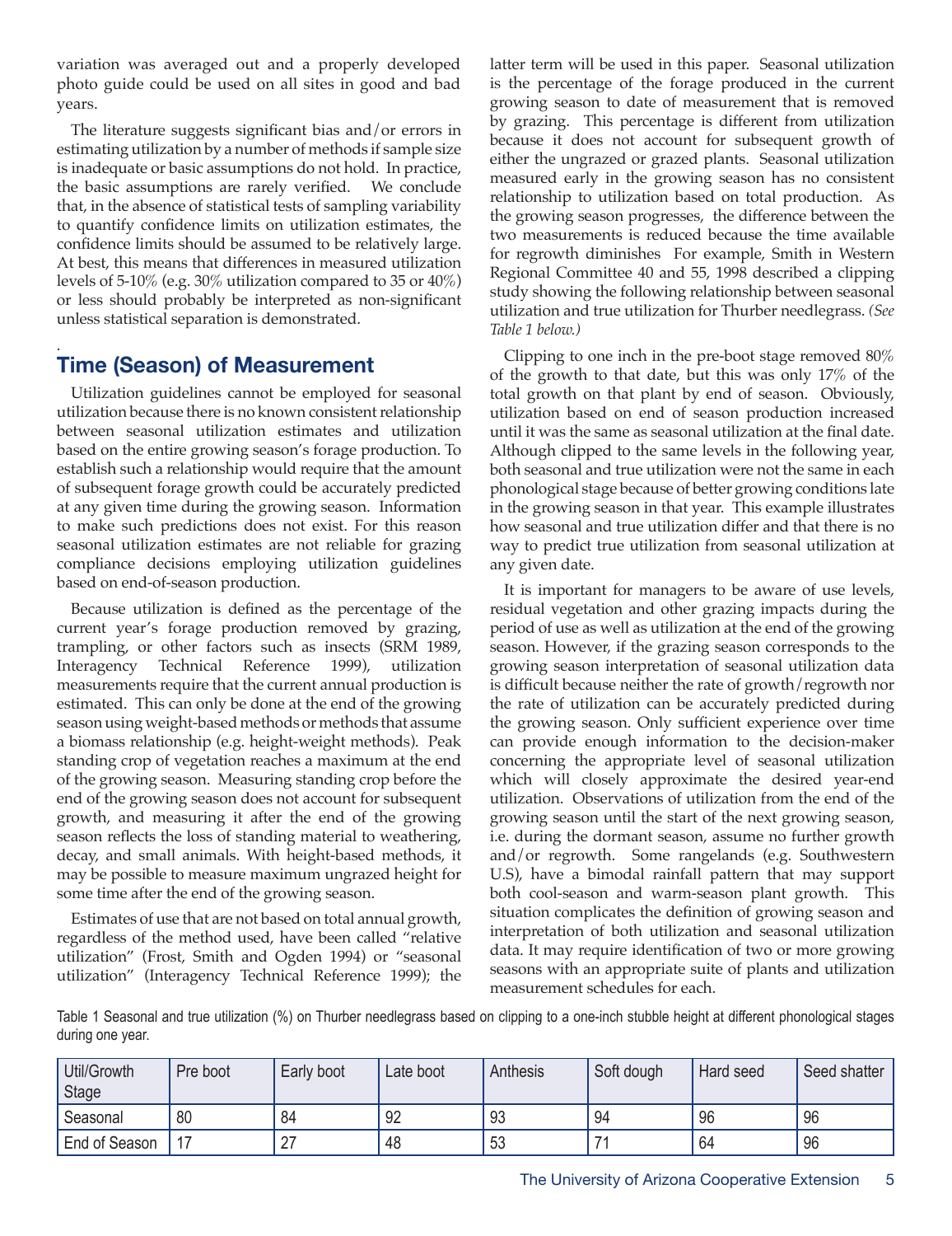variation was averaged out and a properly developed photo guide could be used on all sites in good and bad years.

The literature suggests significant bias and/or errors in estimating utilization by a number of methods if sample size is inadequate or basic assumptions do not hold. In practice, the basic assumptions are rarely verified. We conclude that, in the absence of statistical tests of sampling variability to quantify confidence limits on utilization estimates, the confidence limits should be assumed to be relatively large. At best, this means that differences in measured utilization levels of 5-10% (e.g. 30% utilization compared to 35 or 40%) or less should probably be interpreted as non-significant unless statistical separation is demonstrated.

## Time (Season) of Measurement

Utilization guidelines cannot be employed for seasonal utilization because there is no known consistent relationship between seasonal utilization estimates and utilization based on the entire growing season's forage production. To establish such a relationship would require that the amount of subsequent forage growth could be accurately predicted at any given time during the growing season. Information to make such predictions does not exist. For this reason seasonal utilization estimates are not reliable for grazing compliance decisions employing utilization guidelines based on end-of-season production.

Because utilization is defined as the percentage of the current year's forage production removed by grazing, trampling, or other factors such as insects (SRM 1989, Interagency Technical Reference 1999), utilization measurements require that the current annual production is estimated. This can only be done at the end of the growing season using weight-based methods or methods that assume a biomass relationship (e.g. height-weight methods). Peak standing crop of vegetation reaches a maximum at the end of the growing season. Measuring standing crop before the end of the growing season does not account for subsequent growth, and measuring it after the end of the growing season reflects the loss of standing material to weathering, decay, and small animals. With height-based methods, it may be possible to measure maximum ungrazed height for some time after the end of the growing season.

Estimates of use that are not based on total annual growth, regardless of the method used, have been called "relative utilization" (Frost, Smith and Ogden 1994) or "seasonal utilization" (Interagency Technical Reference 1999); the latter term will be used in this paper. Seasonal utilization is the percentage of the forage produced in the current growing season to date of measurement that is removed by grazing. This percentage is different from utilization because it does not account for subsequent growth of either the ungrazed or grazed plants. Seasonal utilization measured early in the growing season has no consistent relationship to utilization based on total production. As the growing season progresses, the difference between the two measurements is reduced because the time available for regrowth diminishes For example, Smith in Western Regional Committee 40 and 55, 1998 described a clipping study showing the following relationship between seasonal utilization and true utilization for Thurber needlegrass. *(See Table 1 below.)*

Clipping to one inch in the pre-boot stage removed 80% of the growth to that date, but this was only 17% of the total growth on that plant by end of season. Obviously, utilization based on end of season production increased until it was the same as seasonal utilization at the final date. Although clipped to the same levels in the following year, both seasonal and true utilization were not the same in each phonological stage because of better growing conditions late in the growing season in that year. This example illustrates how seasonal and true utilization differ and that there is no way to predict true utilization from seasonal utilization at any given date.

It is important for managers to be aware of use levels, residual vegetation and other grazing impacts during the period of use as well as utilization at the end of the growing season. However, if the grazing season corresponds to the growing season interpretation of seasonal utilization data is difficult because neither the rate of growth/regrowth nor the rate of utilization can be accurately predicted during the growing season. Only sufficient experience over time can provide enough information to the decision-maker concerning the appropriate level of seasonal utilization which will closely approximate the desired year-end utilization. Observations of utilization from the end of the growing season until the start of the next growing season, i.e. during the dormant season, assume no further growth and/or regrowth. Some rangelands (e.g. Southwestern U.S), have a bimodal rainfall pattern that may support both cool-season and warm-season plant growth. This situation complicates the definition of growing season and interpretation of both utilization and seasonal utilization data. It may require identification of two or more growing seasons with an appropriate suite of plants and utilization measurement schedules for each.

Table 1 Seasonal and true utilization (%) on Thurber needlegrass based on clipping to a one-inch stubble height at different phonological stages during one year.

| Util/Growth Stage | Pre boot | Early boot | Late boot | Anthesis | Soft dough | Hard seed | Seed shatter |
|---|---|---|---|---|---|---|---|
| Seasonal | 80 | 84 | 92 | 93 | 94 | 96 | 96 |
| End of Season | 17 | 27 | 48 | 53 | 71 | 64 | 96 |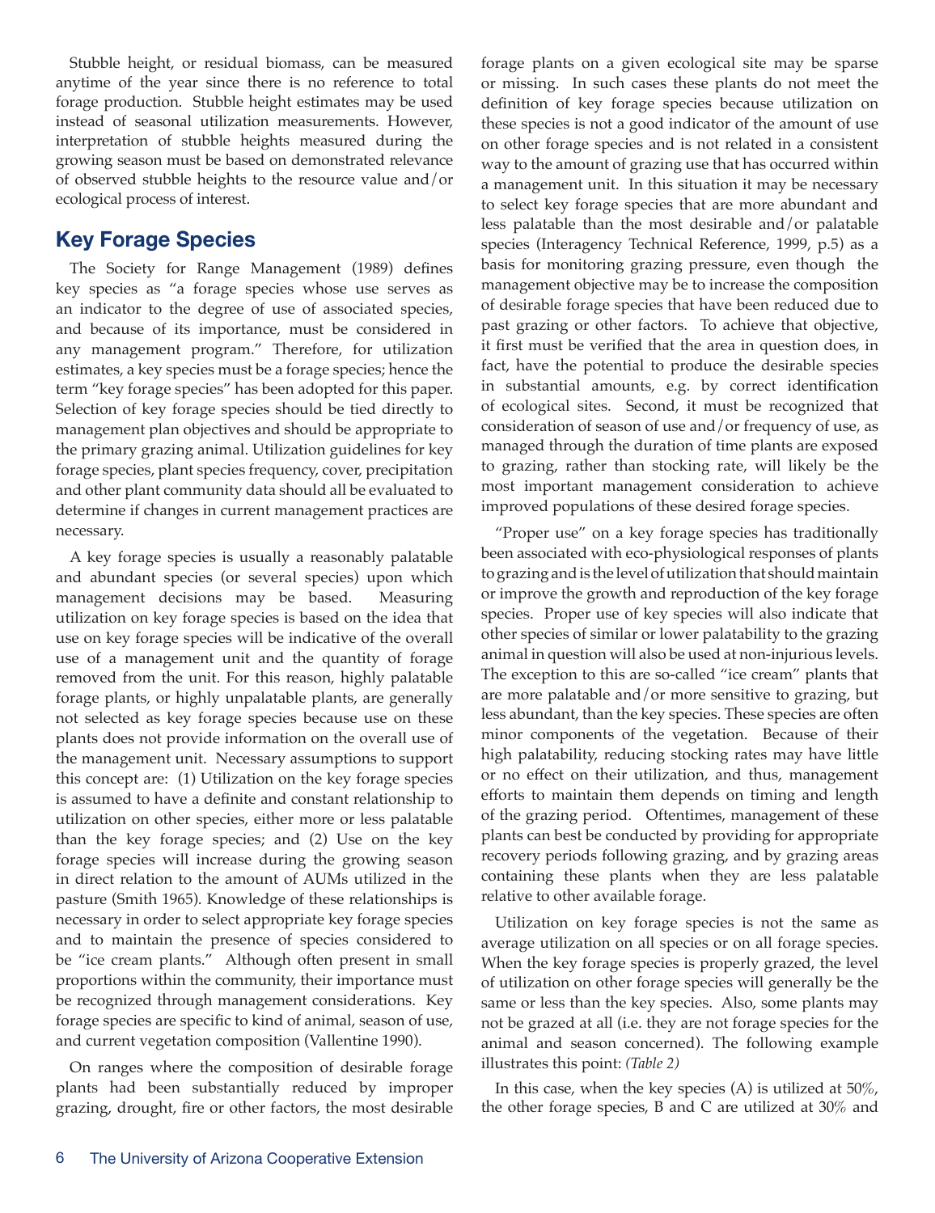Stubble height, or residual biomass, can be measured anytime of the year since there is no reference to total forage production. Stubble height estimates may be used instead of seasonal utilization measurements. However, interpretation of stubble heights measured during the growing season must be based on demonstrated relevance of observed stubble heights to the resource value and/or ecological process of interest.

## Key Forage Species

The Society for Range Management (1989) defines key species as "a forage species whose use serves as an indicator to the degree of use of associated species, and because of its importance, must be considered in any management program." Therefore, for utilization estimates, a key species must be a forage species; hence the term "key forage species" has been adopted for this paper. Selection of key forage species should be tied directly to management plan objectives and should be appropriate to the primary grazing animal. Utilization guidelines for key forage species, plant species frequency, cover, precipitation and other plant community data should all be evaluated to determine if changes in current management practices are necessary.

A key forage species is usually a reasonably palatable and abundant species (or several species) upon which management decisions may be based. Measuring utilization on key forage species is based on the idea that use on key forage species will be indicative of the overall use of a management unit and the quantity of forage removed from the unit. For this reason, highly palatable forage plants, or highly unpalatable plants, are generally not selected as key forage species because use on these plants does not provide information on the overall use of the management unit. Necessary assumptions to support this concept are: (1) Utilization on the key forage species is assumed to have a definite and constant relationship to utilization on other species, either more or less palatable than the key forage species; and (2) Use on the key forage species will increase during the growing season in direct relation to the amount of AUMs utilized in the pasture (Smith 1965). Knowledge of these relationships is necessary in order to select appropriate key forage species and to maintain the presence of species considered to be "ice cream plants." Although often present in small proportions within the community, their importance must be recognized through management considerations. Key forage species are specific to kind of animal, season of use, and current vegetation composition (Vallentine 1990).

On ranges where the composition of desirable forage plants had been substantially reduced by improper grazing, drought, fire or other factors, the most desirable forage plants on a given ecological site may be sparse or missing. In such cases these plants do not meet the definition of key forage species because utilization on these species is not a good indicator of the amount of use on other forage species and is not related in a consistent way to the amount of grazing use that has occurred within a management unit. In this situation it may be necessary to select key forage species that are more abundant and less palatable than the most desirable and/or palatable species (Interagency Technical Reference, 1999, p.5) as a basis for monitoring grazing pressure, even though the management objective may be to increase the composition of desirable forage species that have been reduced due to past grazing or other factors. To achieve that objective, it first must be verified that the area in question does, in fact, have the potential to produce the desirable species in substantial amounts, e.g. by correct identification of ecological sites. Second, it must be recognized that consideration of season of use and/or frequency of use, as managed through the duration of time plants are exposed to grazing, rather than stocking rate, will likely be the most important management consideration to achieve improved populations of these desired forage species.

"Proper use" on a key forage species has traditionally been associated with eco-physiological responses of plants to grazing and is the level of utilization that should maintain or improve the growth and reproduction of the key forage species. Proper use of key species will also indicate that other species of similar or lower palatability to the grazing animal in question will also be used at non-injurious levels. The exception to this are so-called "ice cream" plants that are more palatable and/or more sensitive to grazing, but less abundant, than the key species. These species are often minor components of the vegetation. Because of their high palatability, reducing stocking rates may have little or no effect on their utilization, and thus, management efforts to maintain them depends on timing and length of the grazing period. Oftentimes, management of these plants can best be conducted by providing for appropriate recovery periods following grazing, and by grazing areas containing these plants when they are less palatable relative to other available forage.

Utilization on key forage species is not the same as average utilization on all species or on all forage species. When the key forage species is properly grazed, the level of utilization on other forage species will generally be the same or less than the key species. Also, some plants may not be grazed at all (i.e. they are not forage species for the animal and season concerned). The following example illustrates this point: *(Table 2)*

In this case, when the key species (A) is utilized at 50%, the other forage species, B and C are utilized at 30% and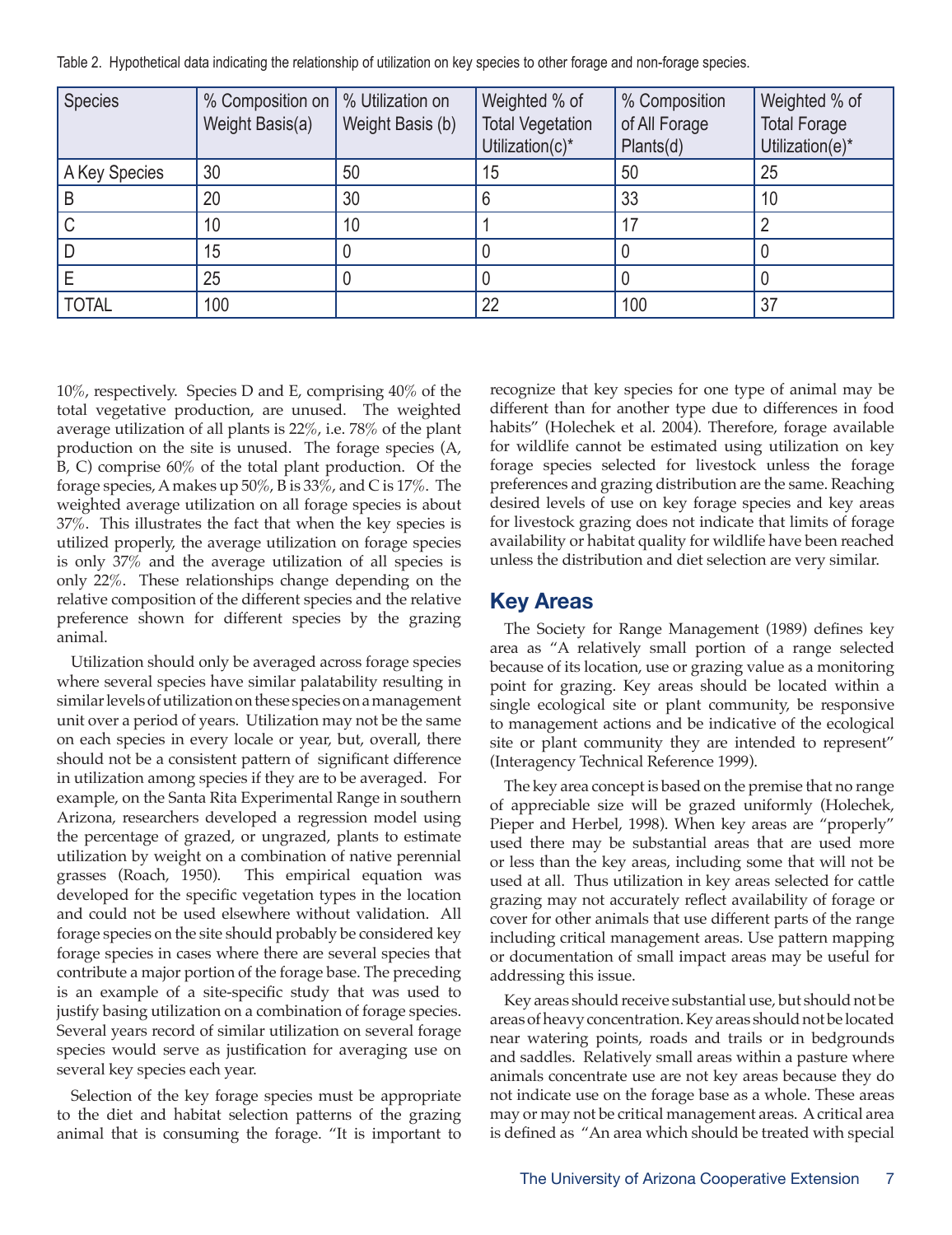Table 2. Hypothetical data indicating the relationship of utilization on key species to other forage and non-forage species.

| Species | % Composition on Weight Basis(a) | % Utilization on Weight Basis (b) | Weighted % of Total Vegetation Utilization(c)* | % Composition of All Forage Plants(d) | Weighted % of Total Forage Utilization(e)* |
|---|---|---|---|---|---|
| A Key Species | 30 | 50 | 15 | 50 | 25 |
| B | 20 | 30 | 6 | 33 | 10 |
| C | 10 | 10 | 1 | 17 | 2 |
| D | 15 | 0 | 0 | 0 | 0 |
| E | 25 | 0 | 0 | 0 | 0 |
| TOTAL | 100 | | 22 | 100 | 37 |

10%, respectively. Species D and E, comprising 40% of the total vegetative production, are unused. The weighted average utilization of all plants is 22%, i.e. 78% of the plant production on the site is unused. The forage species (A, B, C) comprise 60% of the total plant production. Of the forage species, A makes up 50%, B is 33%, and C is 17%. The weighted average utilization on all forage species is about 37%. This illustrates the fact that when the key species is utilized properly, the average utilization on forage species is only 37% and the average utilization of all species is only 22%. These relationships change depending on the relative composition of the different species and the relative preference shown for different species by the grazing animal.

Utilization should only be averaged across forage species where several species have similar palatability resulting in similar levels of utilization on these species on a management unit over a period of years. Utilization may not be the same on each species in every locale or year, but, overall, there should not be a consistent pattern of significant difference in utilization among species if they are to be averaged. For example, on the Santa Rita Experimental Range in southern Arizona, researchers developed a regression model using the percentage of grazed, or ungrazed, plants to estimate utilization by weight on a combination of native perennial grasses (Roach, 1950). This empirical equation was developed for the specific vegetation types in the location and could not be used elsewhere without validation. All forage species on the site should probably be considered key forage species in cases where there are several species that contribute a major portion of the forage base. The preceding is an example of a site-specific study that was used to justify basing utilization on a combination of forage species. Several years record of similar utilization on several forage species would serve as justification for averaging use on several key species each year.

Selection of the key forage species must be appropriate to the diet and habitat selection patterns of the grazing animal that is consuming the forage. "It is important to recognize that key species for one type of animal may be different than for another type due to differences in food habits" (Holechek et al. 2004). Therefore, forage available for wildlife cannot be estimated using utilization on key forage species selected for livestock unless the forage preferences and grazing distribution are the same. Reaching desired levels of use on key forage species and key areas for livestock grazing does not indicate that limits of forage availability or habitat quality for wildlife have been reached unless the distribution and diet selection are very similar.

## Key Areas

The Society for Range Management (1989) defines key area as "A relatively small portion of a range selected because of its location, use or grazing value as a monitoring point for grazing. Key areas should be located within a single ecological site or plant community, be responsive to management actions and be indicative of the ecological site or plant community they are intended to represent" (Interagency Technical Reference 1999).

The key area concept is based on the premise that no range of appreciable size will be grazed uniformly (Holechek, Pieper and Herbel, 1998). When key areas are "properly" used there may be substantial areas that are used more or less than the key areas, including some that will not be used at all. Thus utilization in key areas selected for cattle grazing may not accurately reflect availability of forage or cover for other animals that use different parts of the range including critical management areas. Use pattern mapping or documentation of small impact areas may be useful for addressing this issue.

Key areas should receive substantial use, but should not be areas of heavy concentration. Key areas should not be located near watering points, roads and trails or in bedgrounds and saddles. Relatively small areas within a pasture where animals concentrate use are not key areas because they do not indicate use on the forage base as a whole. These areas may or may not be critical management areas. A critical area is defined as "An area which should be treated with special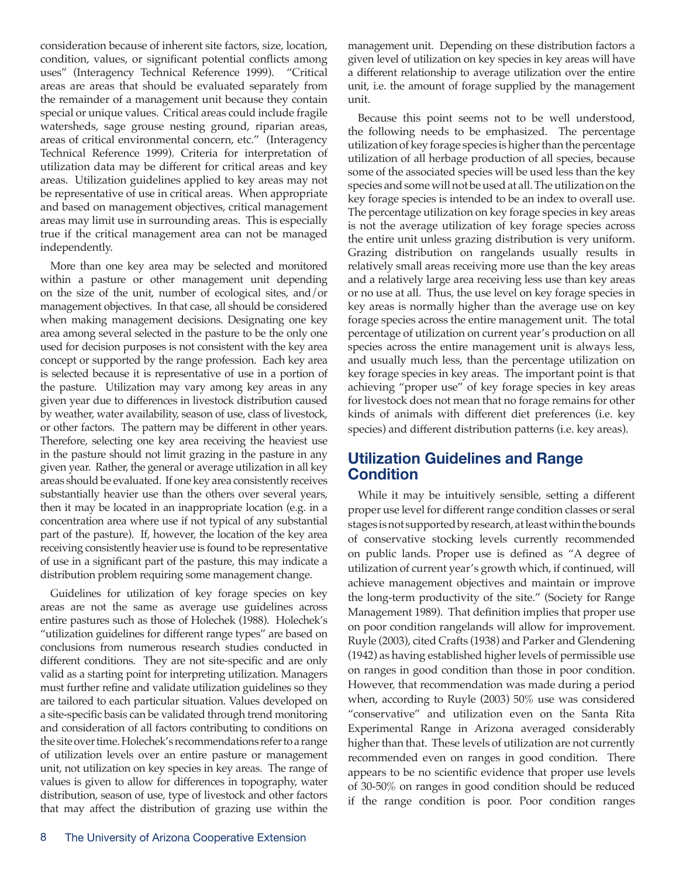consideration because of inherent site factors, size, location, condition, values, or significant potential conflicts among uses" (Interagency Technical Reference 1999). "Critical areas are areas that should be evaluated separately from the remainder of a management unit because they contain special or unique values. Critical areas could include fragile watersheds, sage grouse nesting ground, riparian areas, areas of critical environmental concern, etc." (Interagency Technical Reference 1999). Criteria for interpretation of utilization data may be different for critical areas and key areas. Utilization guidelines applied to key areas may not be representative of use in critical areas. When appropriate and based on management objectives, critical management areas may limit use in surrounding areas. This is especially true if the critical management area can not be managed independently.

More than one key area may be selected and monitored within a pasture or other management unit depending on the size of the unit, number of ecological sites, and/or management objectives. In that case, all should be considered when making management decisions. Designating one key area among several selected in the pasture to be the only one used for decision purposes is not consistent with the key area concept or supported by the range profession. Each key area is selected because it is representative of use in a portion of the pasture. Utilization may vary among key areas in any given year due to differences in livestock distribution caused by weather, water availability, season of use, class of livestock, or other factors. The pattern may be different in other years. Therefore, selecting one key area receiving the heaviest use in the pasture should not limit grazing in the pasture in any given year. Rather, the general or average utilization in all key areas should be evaluated. If one key area consistently receives substantially heavier use than the others over several years, then it may be located in an inappropriate location (e.g. in a concentration area where use if not typical of any substantial part of the pasture). If, however, the location of the key area receiving consistently heavier use is found to be representative of use in a significant part of the pasture, this may indicate a distribution problem requiring some management change.

Guidelines for utilization of key forage species on key areas are not the same as average use guidelines across entire pastures such as those of Holechek (1988). Holechek's "utilization guidelines for different range types" are based on conclusions from numerous research studies conducted in different conditions. They are not site-specific and are only valid as a starting point for interpreting utilization. Managers must further refine and validate utilization guidelines so they are tailored to each particular situation. Values developed on a site-specific basis can be validated through trend monitoring and consideration of all factors contributing to conditions on the site over time. Holechek's recommendations refer to a range of utilization levels over an entire pasture or management unit, not utilization on key species in key areas. The range of values is given to allow for differences in topography, water distribution, season of use, type of livestock and other factors that may affect the distribution of grazing use within the management unit. Depending on these distribution factors a given level of utilization on key species in key areas will have a different relationship to average utilization over the entire unit, i.e. the amount of forage supplied by the management unit.

Because this point seems not to be well understood, the following needs to be emphasized. The percentage utilization of key forage species is higher than the percentage utilization of all herbage production of all species, because some of the associated species will be used less than the key species and some will not be used at all. The utilization on the key forage species is intended to be an index to overall use. The percentage utilization on key forage species in key areas is not the average utilization of key forage species across the entire unit unless grazing distribution is very uniform. Grazing distribution on rangelands usually results in relatively small areas receiving more use than the key areas and a relatively large area receiving less use than key areas or no use at all. Thus, the use level on key forage species in key areas is normally higher than the average use on key forage species across the entire management unit. The total percentage of utilization on current year's production on all species across the entire management unit is always less, and usually much less, than the percentage utilization on key forage species in key areas. The important point is that achieving "proper use" of key forage species in key areas for livestock does not mean that no forage remains for other kinds of animals with different diet preferences (i.e. key species) and different distribution patterns (i.e. key areas).

## Utilization Guidelines and Range Condition

While it may be intuitively sensible, setting a different proper use level for different range condition classes or seral stages is not supported by research, at least within the bounds of conservative stocking levels currently recommended on public lands. Proper use is defined as "A degree of utilization of current year's growth which, if continued, will achieve management objectives and maintain or improve the long-term productivity of the site." (Society for Range Management 1989). That definition implies that proper use on poor condition rangelands will allow for improvement. Ruyle (2003), cited Crafts (1938) and Parker and Glendening (1942) as having established higher levels of permissible use on ranges in good condition than those in poor condition. However, that recommendation was made during a period when, according to Ruyle (2003) 50% use was considered "conservative" and utilization even on the Santa Rita Experimental Range in Arizona averaged considerably higher than that. These levels of utilization are not currently recommended even on ranges in good condition. There appears to be no scientific evidence that proper use levels of 30-50% on ranges in good condition should be reduced if the range condition is poor. Poor condition ranges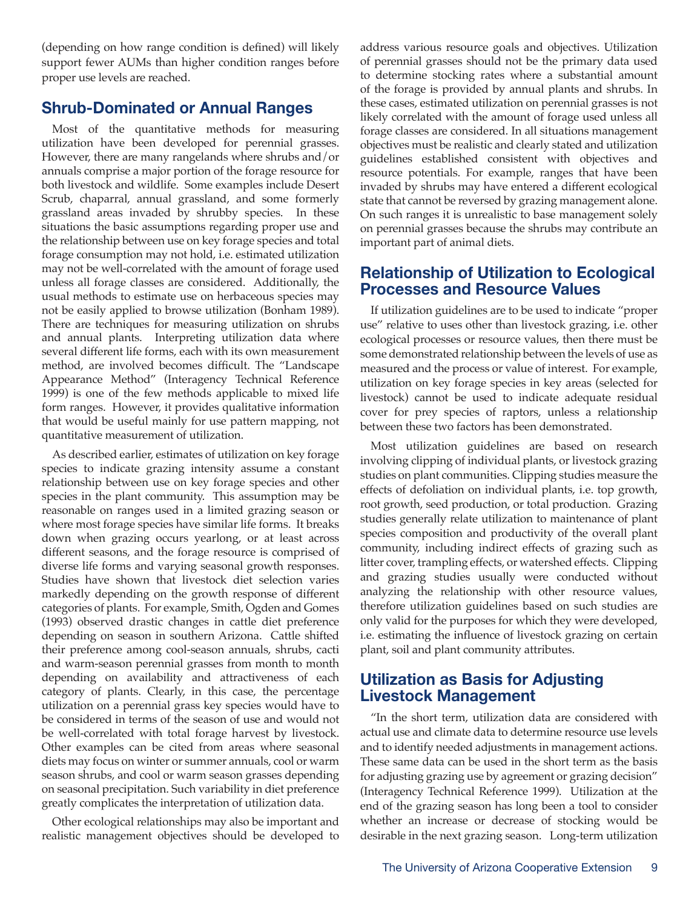(depending on how range condition is defined) will likely support fewer AUMs than higher condition ranges before proper use levels are reached.

## Shrub-Dominated or Annual Ranges

Most of the quantitative methods for measuring utilization have been developed for perennial grasses. However, there are many rangelands where shrubs and/or annuals comprise a major portion of the forage resource for both livestock and wildlife. Some examples include Desert Scrub, chaparral, annual grassland, and some formerly grassland areas invaded by shrubby species. In these situations the basic assumptions regarding proper use and the relationship between use on key forage species and total forage consumption may not hold, i.e. estimated utilization may not be well-correlated with the amount of forage used unless all forage classes are considered. Additionally, the usual methods to estimate use on herbaceous species may not be easily applied to browse utilization (Bonham 1989). There are techniques for measuring utilization on shrubs and annual plants. Interpreting utilization data where several different life forms, each with its own measurement method, are involved becomes difficult. The "Landscape Appearance Method" (Interagency Technical Reference 1999) is one of the few methods applicable to mixed life form ranges. However, it provides qualitative information that would be useful mainly for use pattern mapping, not quantitative measurement of utilization.

As described earlier, estimates of utilization on key forage species to indicate grazing intensity assume a constant relationship between use on key forage species and other species in the plant community. This assumption may be reasonable on ranges used in a limited grazing season or where most forage species have similar life forms. It breaks down when grazing occurs yearlong, or at least across different seasons, and the forage resource is comprised of diverse life forms and varying seasonal growth responses. Studies have shown that livestock diet selection varies markedly depending on the growth response of different categories of plants. For example, Smith, Ogden and Gomes (1993) observed drastic changes in cattle diet preference depending on season in southern Arizona. Cattle shifted their preference among cool-season annuals, shrubs, cacti and warm-season perennial grasses from month to month depending on availability and attractiveness of each category of plants. Clearly, in this case, the percentage utilization on a perennial grass key species would have to be considered in terms of the season of use and would not be well-correlated with total forage harvest by livestock. Other examples can be cited from areas where seasonal diets may focus on winter or summer annuals, cool or warm season shrubs, and cool or warm season grasses depending on seasonal precipitation. Such variability in diet preference greatly complicates the interpretation of utilization data.

Other ecological relationships may also be important and realistic management objectives should be developed to address various resource goals and objectives. Utilization of perennial grasses should not be the primary data used to determine stocking rates where a substantial amount of the forage is provided by annual plants and shrubs. In these cases, estimated utilization on perennial grasses is not likely correlated with the amount of forage used unless all forage classes are considered. In all situations management objectives must be realistic and clearly stated and utilization guidelines established consistent with objectives and resource potentials. For example, ranges that have been invaded by shrubs may have entered a different ecological state that cannot be reversed by grazing management alone. On such ranges it is unrealistic to base management solely on perennial grasses because the shrubs may contribute an important part of animal diets.

## Relationship of Utilization to Ecological Processes and Resource Values

If utilization guidelines are to be used to indicate "proper use" relative to uses other than livestock grazing, i.e. other ecological processes or resource values, then there must be some demonstrated relationship between the levels of use as measured and the process or value of interest. For example, utilization on key forage species in key areas (selected for livestock) cannot be used to indicate adequate residual cover for prey species of raptors, unless a relationship between these two factors has been demonstrated.

Most utilization guidelines are based on research involving clipping of individual plants, or livestock grazing studies on plant communities. Clipping studies measure the effects of defoliation on individual plants, i.e. top growth, root growth, seed production, or total production. Grazing studies generally relate utilization to maintenance of plant species composition and productivity of the overall plant community, including indirect effects of grazing such as litter cover, trampling effects, or watershed effects. Clipping and grazing studies usually were conducted without analyzing the relationship with other resource values, therefore utilization guidelines based on such studies are only valid for the purposes for which they were developed, i.e. estimating the influence of livestock grazing on certain plant, soil and plant community attributes.

## Utilization as Basis for Adjusting Livestock Management

"In the short term, utilization data are considered with actual use and climate data to determine resource use levels and to identify needed adjustments in management actions. These same data can be used in the short term as the basis for adjusting grazing use by agreement or grazing decision" (Interagency Technical Reference 1999). Utilization at the end of the grazing season has long been a tool to consider whether an increase or decrease of stocking would be desirable in the next grazing season. Long-term utilization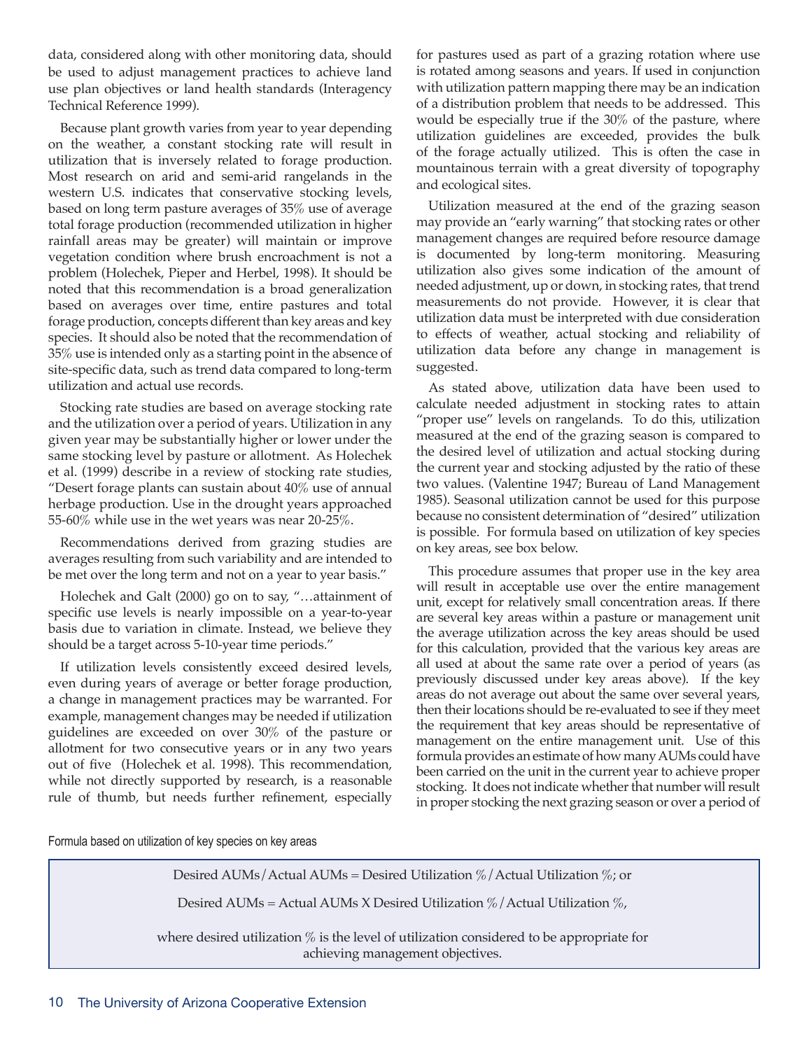data, considered along with other monitoring data, should be used to adjust management practices to achieve land use plan objectives or land health standards (Interagency Technical Reference 1999).

Because plant growth varies from year to year depending on the weather, a constant stocking rate will result in utilization that is inversely related to forage production. Most research on arid and semi-arid rangelands in the western U.S. indicates that conservative stocking levels, based on long term pasture averages of 35% use of average total forage production (recommended utilization in higher rainfall areas may be greater) will maintain or improve vegetation condition where brush encroachment is not a problem (Holechek, Pieper and Herbel, 1998). It should be noted that this recommendation is a broad generalization based on averages over time, entire pastures and total forage production, concepts different than key areas and key species. It should also be noted that the recommendation of 35% use is intended only as a starting point in the absence of site-specific data, such as trend data compared to long-term utilization and actual use records.

Stocking rate studies are based on average stocking rate and the utilization over a period of years. Utilization in any given year may be substantially higher or lower under the same stocking level by pasture or allotment. As Holechek et al. (1999) describe in a review of stocking rate studies, "Desert forage plants can sustain about 40% use of annual herbage production. Use in the drought years approached 55-60% while use in the wet years was near 20-25%.

Recommendations derived from grazing studies are averages resulting from such variability and are intended to be met over the long term and not on a year to year basis."

Holechek and Galt (2000) go on to say, "…attainment of specific use levels is nearly impossible on a year-to-year basis due to variation in climate. Instead, we believe they should be a target across 5-10-year time periods."

If utilization levels consistently exceed desired levels, even during years of average or better forage production, a change in management practices may be warranted. For example, management changes may be needed if utilization guidelines are exceeded on over 30% of the pasture or allotment for two consecutive years or in any two years out of five (Holechek et al. 1998). This recommendation, while not directly supported by research, is a reasonable rule of thumb, but needs further refinement, especially for pastures used as part of a grazing rotation where use is rotated among seasons and years. If used in conjunction with utilization pattern mapping there may be an indication of a distribution problem that needs to be addressed. This would be especially true if the 30% of the pasture, where utilization guidelines are exceeded, provides the bulk of the forage actually utilized. This is often the case in mountainous terrain with a great diversity of topography and ecological sites.

Utilization measured at the end of the grazing season may provide an "early warning" that stocking rates or other management changes are required before resource damage is documented by long-term monitoring. Measuring utilization also gives some indication of the amount of needed adjustment, up or down, in stocking rates, that trend measurements do not provide. However, it is clear that utilization data must be interpreted with due consideration to effects of weather, actual stocking and reliability of utilization data before any change in management is suggested.

As stated above, utilization data have been used to calculate needed adjustment in stocking rates to attain "proper use" levels on rangelands. To do this, utilization measured at the end of the grazing season is compared to the desired level of utilization and actual stocking during the current year and stocking adjusted by the ratio of these two values. (Valentine 1947; Bureau of Land Management 1985). Seasonal utilization cannot be used for this purpose because no consistent determination of "desired" utilization is possible. For formula based on utilization of key species on key areas, see box below.

This procedure assumes that proper use in the key area will result in acceptable use over the entire management unit, except for relatively small concentration areas. If there are several key areas within a pasture or management unit the average utilization across the key areas should be used for this calculation, provided that the various key areas are all used at about the same rate over a period of years (as previously discussed under key areas above). If the key areas do not average out about the same over several years, then their locations should be re-evaluated to see if they meet the requirement that key areas should be representative of management on the entire management unit. Use of this formula provides an estimate of how many AUMs could have been carried on the unit in the current year to achieve proper stocking. It does not indicate whether that number will result in proper stocking the next grazing season or over a period of

Formula based on utilization of key species on key areas

> Desired AUMs/Actual AUMs = Desired Utilization %/Actual Utilization %; or
>
> Desired AUMs = Actual AUMs X Desired Utilization %/Actual Utilization %,
>
> where desired utilization % is the level of utilization considered to be appropriate for achieving management objectives.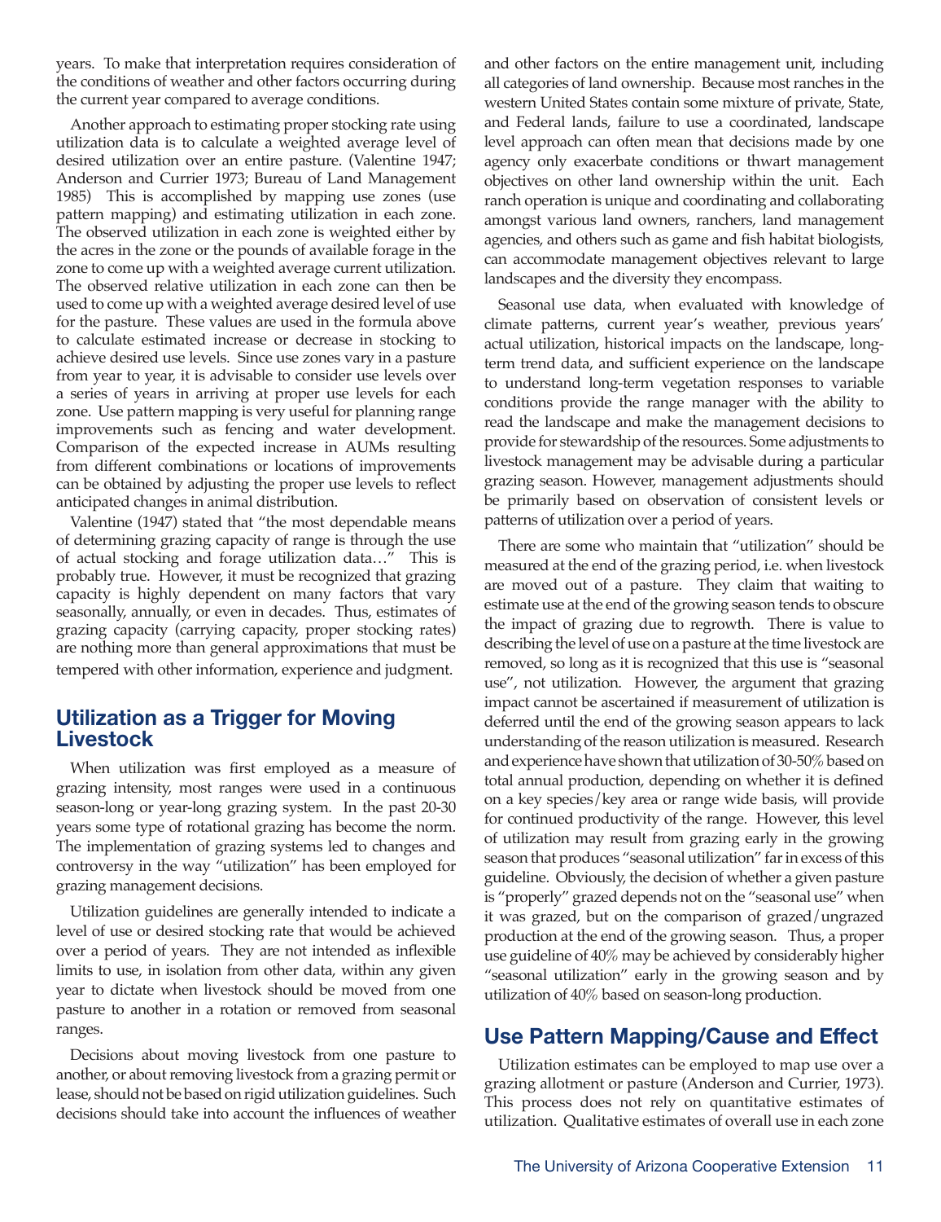years. To make that interpretation requires consideration of the conditions of weather and other factors occurring during the current year compared to average conditions.

Another approach to estimating proper stocking rate using utilization data is to calculate a weighted average level of desired utilization over an entire pasture. (Valentine 1947; Anderson and Currier 1973; Bureau of Land Management 1985) This is accomplished by mapping use zones (use pattern mapping) and estimating utilization in each zone. The observed utilization in each zone is weighted either by the acres in the zone or the pounds of available forage in the zone to come up with a weighted average current utilization. The observed relative utilization in each zone can then be used to come up with a weighted average desired level of use for the pasture. These values are used in the formula above to calculate estimated increase or decrease in stocking to achieve desired use levels. Since use zones vary in a pasture from year to year, it is advisable to consider use levels over a series of years in arriving at proper use levels for each zone. Use pattern mapping is very useful for planning range improvements such as fencing and water development. Comparison of the expected increase in AUMs resulting from different combinations or locations of improvements can be obtained by adjusting the proper use levels to reflect anticipated changes in animal distribution.

Valentine (1947) stated that "the most dependable means of determining grazing capacity of range is through the use of actual stocking and forage utilization data…" This is probably true. However, it must be recognized that grazing capacity is highly dependent on many factors that vary seasonally, annually, or even in decades. Thus, estimates of grazing capacity (carrying capacity, proper stocking rates) are nothing more than general approximations that must be tempered with other information, experience and judgment.

## Utilization as a Trigger for Moving Livestock

When utilization was first employed as a measure of grazing intensity, most ranges were used in a continuous season-long or year-long grazing system. In the past 20-30 years some type of rotational grazing has become the norm. The implementation of grazing systems led to changes and controversy in the way "utilization" has been employed for grazing management decisions.

Utilization guidelines are generally intended to indicate a level of use or desired stocking rate that would be achieved over a period of years. They are not intended as inflexible limits to use, in isolation from other data, within any given year to dictate when livestock should be moved from one pasture to another in a rotation or removed from seasonal ranges.

Decisions about moving livestock from one pasture to another, or about removing livestock from a grazing permit or lease, should not be based on rigid utilization guidelines. Such decisions should take into account the influences of weather and other factors on the entire management unit, including all categories of land ownership. Because most ranches in the western United States contain some mixture of private, State, and Federal lands, failure to use a coordinated, landscape level approach can often mean that decisions made by one agency only exacerbate conditions or thwart management objectives on other land ownership within the unit. Each ranch operation is unique and coordinating and collaborating amongst various land owners, ranchers, land management agencies, and others such as game and fish habitat biologists, can accommodate management objectives relevant to large landscapes and the diversity they encompass.

Seasonal use data, when evaluated with knowledge of climate patterns, current year's weather, previous years' actual utilization, historical impacts on the landscape, long-term trend data, and sufficient experience on the landscape to understand long-term vegetation responses to variable conditions provide the range manager with the ability to read the landscape and make the management decisions to provide for stewardship of the resources. Some adjustments to livestock management may be advisable during a particular grazing season. However, management adjustments should be primarily based on observation of consistent levels or patterns of utilization over a period of years.

There are some who maintain that "utilization" should be measured at the end of the grazing period, i.e. when livestock are moved out of a pasture. They claim that waiting to estimate use at the end of the growing season tends to obscure the impact of grazing due to regrowth. There is value to describing the level of use on a pasture at the time livestock are removed, so long as it is recognized that this use is "seasonal use", not utilization. However, the argument that grazing impact cannot be ascertained if measurement of utilization is deferred until the end of the growing season appears to lack understanding of the reason utilization is measured. Research and experience have shown that utilization of 30-50% based on total annual production, depending on whether it is defined on a key species/key area or range wide basis, will provide for continued productivity of the range. However, this level of utilization may result from grazing early in the growing season that produces "seasonal utilization" far in excess of this guideline. Obviously, the decision of whether a given pasture is "properly" grazed depends not on the "seasonal use" when it was grazed, but on the comparison of grazed/ungrazed production at the end of the growing season. Thus, a proper use guideline of 40% may be achieved by considerably higher "seasonal utilization" early in the growing season and by utilization of 40% based on season-long production.

## Use Pattern Mapping/Cause and Effect

Utilization estimates can be employed to map use over a grazing allotment or pasture (Anderson and Currier, 1973). This process does not rely on quantitative estimates of utilization. Qualitative estimates of overall use in each zone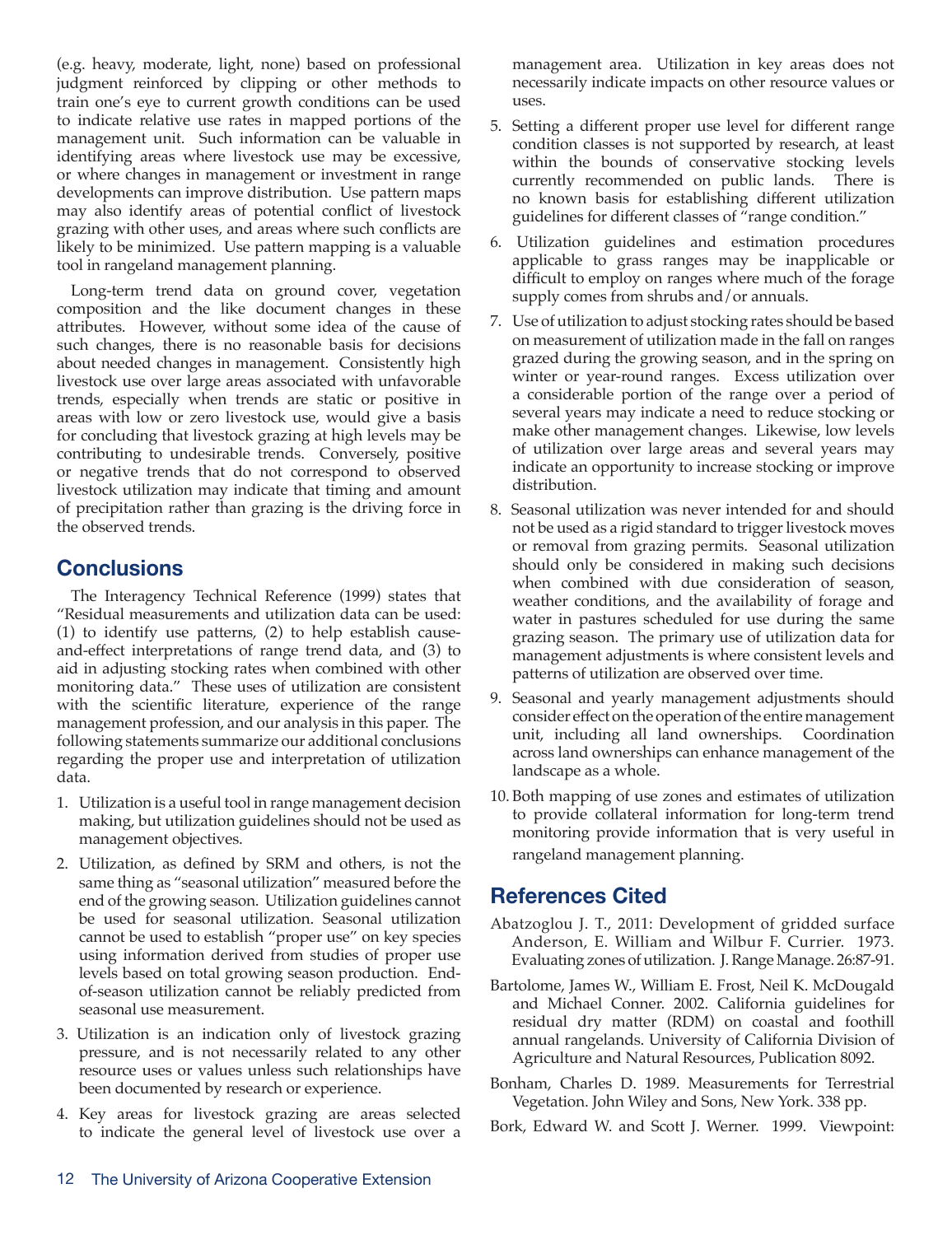(e.g. heavy, moderate, light, none) based on professional judgment reinforced by clipping or other methods to train one's eye to current growth conditions can be used to indicate relative use rates in mapped portions of the management unit. Such information can be valuable in identifying areas where livestock use may be excessive, or where changes in management or investment in range developments can improve distribution. Use pattern maps may also identify areas of potential conflict of livestock grazing with other uses, and areas where such conflicts are likely to be minimized. Use pattern mapping is a valuable tool in rangeland management planning.

Long-term trend data on ground cover, vegetation composition and the like document changes in these attributes. However, without some idea of the cause of such changes, there is no reasonable basis for decisions about needed changes in management. Consistently high livestock use over large areas associated with unfavorable trends, especially when trends are static or positive in areas with low or zero livestock use, would give a basis for concluding that livestock grazing at high levels may be contributing to undesirable trends. Conversely, positive or negative trends that do not correspond to observed livestock utilization may indicate that timing and amount of precipitation rather than grazing is the driving force in the observed trends.

## Conclusions

The Interagency Technical Reference (1999) states that "Residual measurements and utilization data can be used: (1) to identify use patterns, (2) to help establish cause-and-effect interpretations of range trend data, and (3) to aid in adjusting stocking rates when combined with other monitoring data." These uses of utilization are consistent with the scientific literature, experience of the range management profession, and our analysis in this paper. The following statements summarize our additional conclusions regarding the proper use and interpretation of utilization data.

1. Utilization is a useful tool in range management decision making, but utilization guidelines should not be used as management objectives.
2. Utilization, as defined by SRM and others, is not the same thing as "seasonal utilization" measured before the end of the growing season. Utilization guidelines cannot be used for seasonal utilization. Seasonal utilization cannot be used to establish "proper use" on key species using information derived from studies of proper use levels based on total growing season production. End-of-season utilization cannot be reliably predicted from seasonal use measurement.
3. Utilization is an indication only of livestock grazing pressure, and is not necessarily related to any other resource uses or values unless such relationships have been documented by research or experience.
4. Key areas for livestock grazing are areas selected to indicate the general level of livestock use over a management area. Utilization in key areas does not necessarily indicate impacts on other resource values or uses.
5. Setting a different proper use level for different range condition classes is not supported by research, at least within the bounds of conservative stocking levels currently recommended on public lands. There is no known basis for establishing different utilization guidelines for different classes of "range condition."
6. Utilization guidelines and estimation procedures applicable to grass ranges may be inapplicable or difficult to employ on ranges where much of the forage supply comes from shrubs and/or annuals.
7. Use of utilization to adjust stocking rates should be based on measurement of utilization made in the fall on ranges grazed during the growing season, and in the spring on winter or year-round ranges. Excess utilization over a considerable portion of the range over a period of several years may indicate a need to reduce stocking or make other management changes. Likewise, low levels of utilization over large areas and several years may indicate an opportunity to increase stocking or improve distribution.
8. Seasonal utilization was never intended for and should not be used as a rigid standard to trigger livestock moves or removal from grazing permits. Seasonal utilization should only be considered in making such decisions when combined with due consideration of season, weather conditions, and the availability of forage and water in pastures scheduled for use during the same grazing season. The primary use of utilization data for management adjustments is where consistent levels and patterns of utilization are observed over time.
9. Seasonal and yearly management adjustments should consider effect on the operation of the entire management unit, including all land ownerships. Coordination across land ownerships can enhance management of the landscape as a whole.
10. Both mapping of use zones and estimates of utilization to provide collateral information for long-term trend monitoring provide information that is very useful in rangeland management planning.

## References Cited

Abatzoglou J. T., 2011: Development of gridded surface Anderson, E. William and Wilbur F. Currier. 1973. Evaluating zones of utilization. J. Range Manage. 26:87-91.

Bartolome, James W., William E. Frost, Neil K. McDougald and Michael Conner. 2002. California guidelines for residual dry matter (RDM) on coastal and foothill annual rangelands. University of California Division of Agriculture and Natural Resources, Publication 8092.

Bonham, Charles D. 1989. Measurements for Terrestrial Vegetation. John Wiley and Sons, New York. 338 pp.

Bork, Edward W. and Scott J. Werner. 1999. Viewpoint: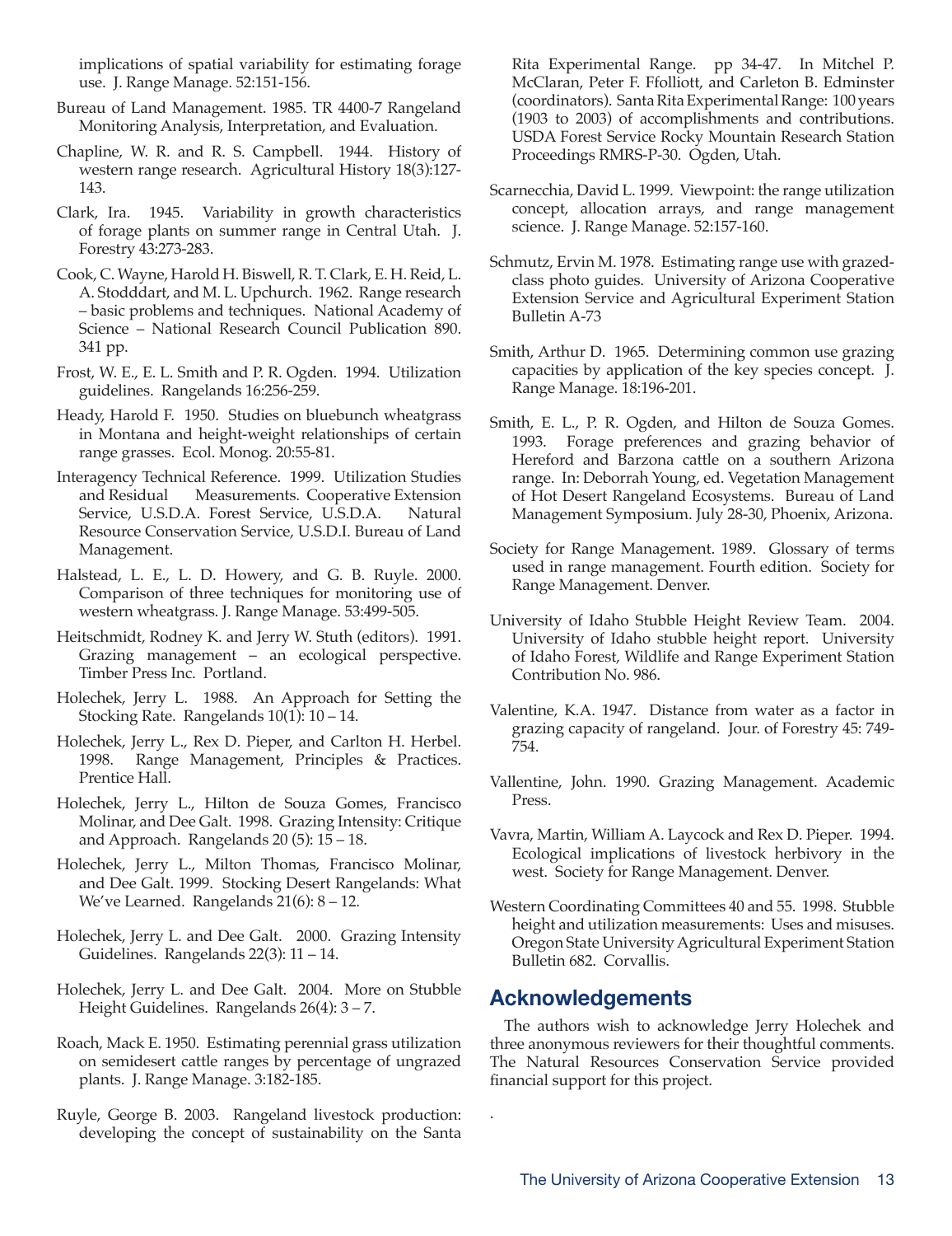implications of spatial variability for estimating forage use. J. Range Manage. 52:151-156.

Bureau of Land Management. 1985. TR 4400-7 Rangeland Monitoring Analysis, Interpretation, and Evaluation.

Chapline, W. R. and R. S. Campbell. 1944. History of western range research. Agricultural History 18(3):127-143.

Clark, Ira. 1945. Variability in growth characteristics of forage plants on summer range in Central Utah. J. Forestry 43:273-283.

Cook, C. Wayne, Harold H. Biswell, R. T. Clark, E. H. Reid, L. A. Stodddart, and M. L. Upchurch. 1962. Range research – basic problems and techniques. National Academy of Science – National Research Council Publication 890. 341 pp.

Frost, W. E., E. L. Smith and P. R. Ogden. 1994. Utilization guidelines. Rangelands 16:256-259.

Heady, Harold F. 1950. Studies on bluebunch wheatgrass in Montana and height-weight relationships of certain range grasses. Ecol. Monog. 20:55-81.

Interagency Technical Reference. 1999. Utilization Studies and Residual Measurements. Cooperative Extension Service, U.S.D.A. Forest Service, U.S.D.A. Natural Resource Conservation Service, U.S.D.I. Bureau of Land Management.

Halstead, L. E., L. D. Howery, and G. B. Ruyle. 2000. Comparison of three techniques for monitoring use of western wheatgrass. J. Range Manage. 53:499-505.

Heitschmidt, Rodney K. and Jerry W. Stuth (editors). 1991. Grazing management – an ecological perspective. Timber Press Inc. Portland.

Holechek, Jerry L. 1988. An Approach for Setting the Stocking Rate. Rangelands 10(1): 10 – 14.

Holechek, Jerry L., Rex D. Pieper, and Carlton H. Herbel. 1998. Range Management, Principles & Practices. Prentice Hall.

Holechek, Jerry L., Hilton de Souza Gomes, Francisco Molinar, and Dee Galt. 1998. Grazing Intensity: Critique and Approach. Rangelands 20 (5): 15 – 18.

Holechek, Jerry L., Milton Thomas, Francisco Molinar, and Dee Galt. 1999. Stocking Desert Rangelands: What We've Learned. Rangelands 21(6): 8 – 12.

Holechek, Jerry L. and Dee Galt. 2000. Grazing Intensity Guidelines. Rangelands 22(3): 11 – 14.

Holechek, Jerry L. and Dee Galt. 2004. More on Stubble Height Guidelines. Rangelands 26(4): 3 – 7.

Roach, Mack E. 1950. Estimating perennial grass utilization on semidesert cattle ranges by percentage of ungrazed plants. J. Range Manage. 3:182-185.

Ruyle, George B. 2003. Rangeland livestock production: developing the concept of sustainability on the Santa Rita Experimental Range. pp 34-47. In Mitchel P. McClaran, Peter F. Ffolliott, and Carleton B. Edminster (coordinators). Santa Rita Experimental Range: 100 years (1903 to 2003) of accomplishments and contributions. USDA Forest Service Rocky Mountain Research Station Proceedings RMRS-P-30. Ogden, Utah.

Scarnecchia, David L. 1999. Viewpoint: the range utilization concept, allocation arrays, and range management science. J. Range Manage. 52:157-160.

Schmutz, Ervin M. 1978. Estimating range use with grazed-class photo guides. University of Arizona Cooperative Extension Service and Agricultural Experiment Station Bulletin A-73

Smith, Arthur D. 1965. Determining common use grazing capacities by application of the key species concept. J. Range Manage. 18:196-201.

Smith, E. L., P. R. Ogden, and Hilton de Souza Gomes. 1993. Forage preferences and grazing behavior of Hereford and Barzona cattle on a southern Arizona range. In: Deborrah Young, ed. Vegetation Management of Hot Desert Rangeland Ecosystems. Bureau of Land Management Symposium. July 28-30, Phoenix, Arizona.

Society for Range Management. 1989. Glossary of terms used in range management. Fourth edition. Society for Range Management. Denver.

University of Idaho Stubble Height Review Team. 2004. University of Idaho stubble height report. University of Idaho Forest, Wildlife and Range Experiment Station Contribution No. 986.

Valentine, K.A. 1947. Distance from water as a factor in grazing capacity of rangeland. Jour. of Forestry 45: 749-754.

Vallentine, John. 1990. Grazing Management. Academic Press.

Vavra, Martin, William A. Laycock and Rex D. Pieper. 1994. Ecological implications of livestock herbivory in the west. Society for Range Management. Denver.

Western Coordinating Committees 40 and 55. 1998. Stubble height and utilization measurements: Uses and misuses. Oregon State University Agricultural Experiment Station Bulletin 682. Corvallis.

## Acknowledgements

The authors wish to acknowledge Jerry Holechek and three anonymous reviewers for their thoughtful comments. The Natural Resources Conservation Service provided financial support for this project.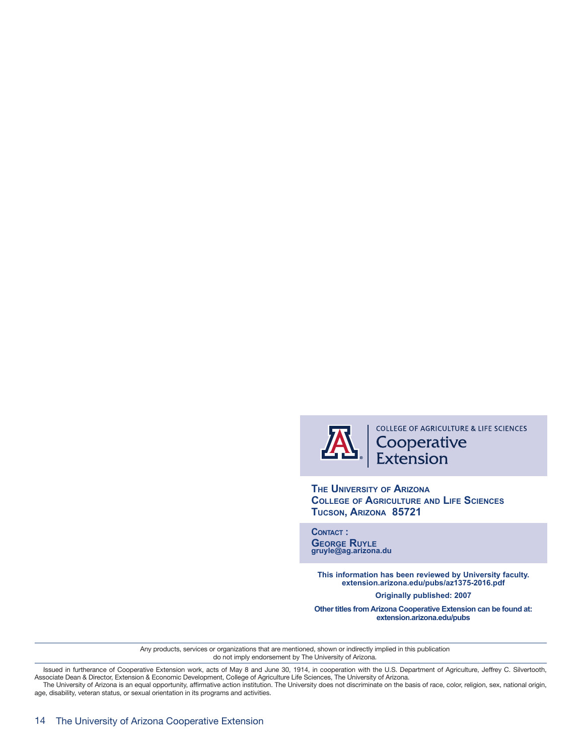COLLEGE OF AGRICULTURE & LIFE SCIENCES
Cooperative
Extension

**The University of Arizona**
**College of Agriculture and Life Sciences**
**Tucson, Arizona 85721**

**Contact :**
**George Ruyle**
**gruyle@ag.arizona.du**

**This information has been reviewed by University faculty.**
**extension.arizona.edu/pubs/az1375-2016.pdf**

**Originally published: 2007**

**Other titles from Arizona Cooperative Extension can be found at:**
**extension.arizona.edu/pubs**

---

Any products, services or organizations that are mentioned, shown or indirectly implied in this publication do not imply endorsement by The University of Arizona.

---

Issued in furtherance of Cooperative Extension work, acts of May 8 and June 30, 1914, in cooperation with the U.S. Department of Agriculture, Jeffrey C. Silvertooth, Associate Dean & Director, Extension & Economic Development, College of Agriculture Life Sciences, The University of Arizona.

The University of Arizona is an equal opportunity, affirmative action institution. The University does not discriminate on the basis of race, color, religion, sex, national origin, age, disability, veteran status, or sexual orientation in its programs and activities.